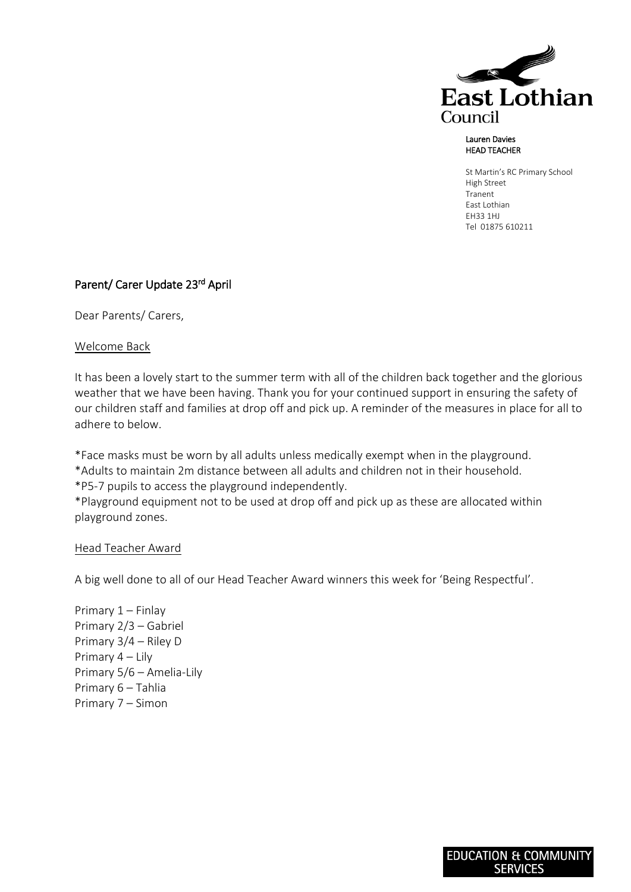East Lothian Council

Lauren Davies
HEAD TEACHER

St Martin's RC Primary School
High Street
Tranent
East Lothian
EH33 1HJ
Tel 01875 610211

## Parent/ Carer Update 23rd April

Dear Parents/ Carers,

### Welcome Back

It has been a lovely start to the summer term with all of the children back together and the glorious weather that we have been having. Thank you for your continued support in ensuring the safety of our children staff and families at drop off and pick up. A reminder of the measures in place for all to adhere to below.

*Face masks must be worn by all adults unless medically exempt when in the playground.
*Adults to maintain 2m distance between all adults and children not in their household.
*P5-7 pupils to access the playground independently.
*Playground equipment not to be used at drop off and pick up as these are allocated within playground zones.

### Head Teacher Award

A big well done to all of our Head Teacher Award winners this week for 'Being Respectful'.

Primary 1 – Finlay
Primary 2/3 – Gabriel
Primary 3/4 – Riley D
Primary 4 – Lily
Primary 5/6 – Amelia-Lily
Primary 6 – Tahlia
Primary 7 – Simon

EDUCATION & COMMUNITY SERVICES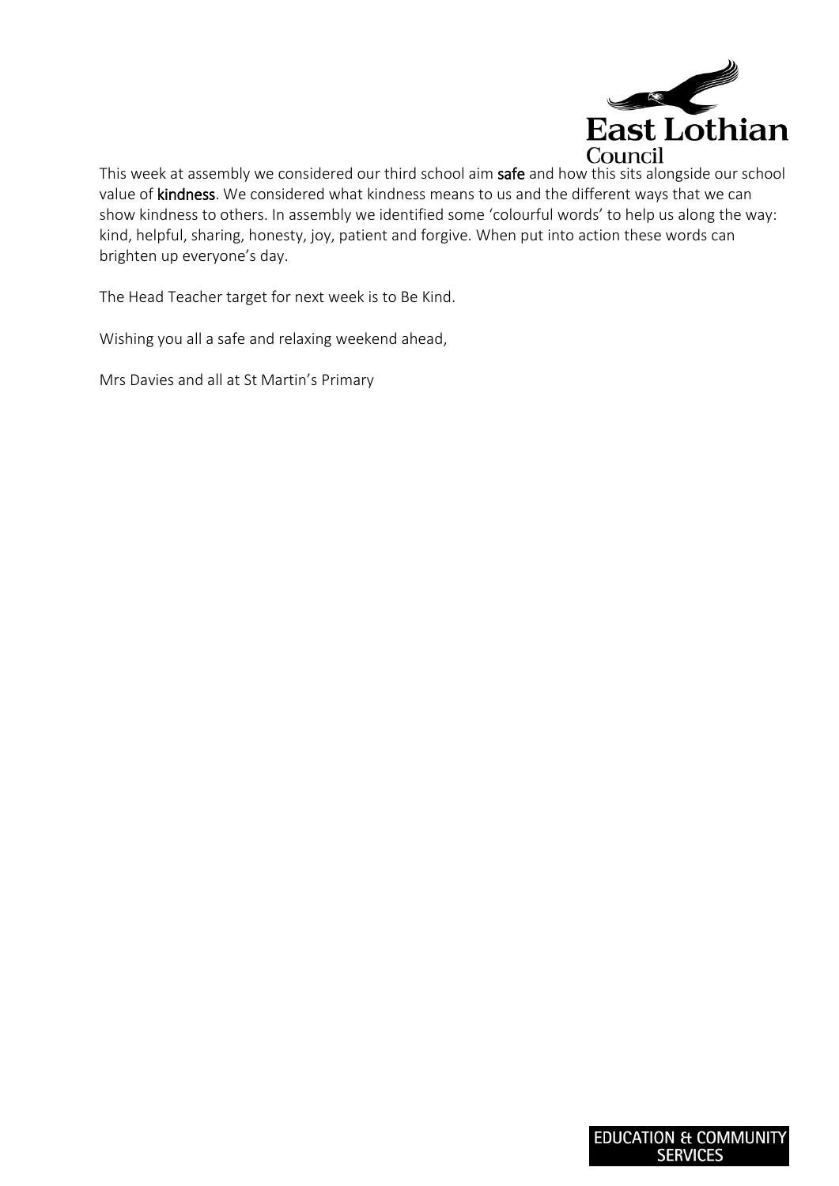This week at assembly we considered our third school aim **safe** and how this sits alongside our school value of **kindness**. We considered what kindness means to us and the different ways that we can show kindness to others. In assembly we identified some 'colourful words' to help us along the way: kind, helpful, sharing, honesty, joy, patient and forgive. When put into action these words can brighten up everyone's day.

The Head Teacher target for next week is to Be Kind.

Wishing you all a safe and relaxing weekend ahead,

Mrs Davies and all at St Martin's Primary